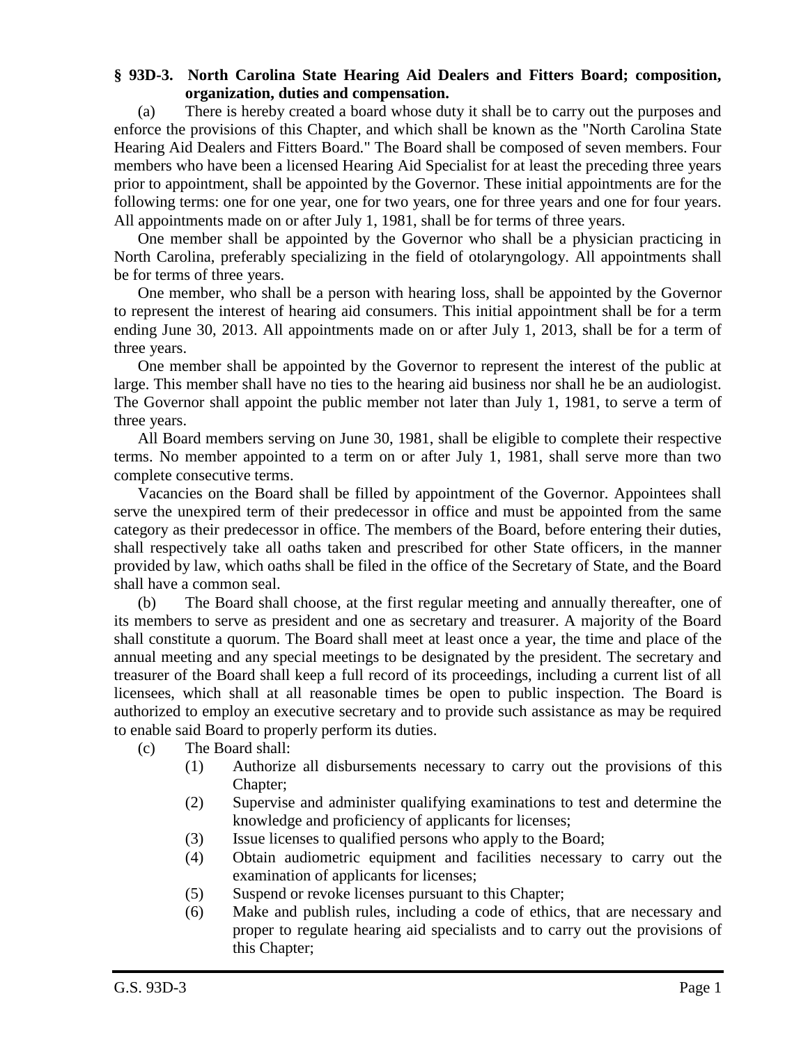**§ 93D-3. North Carolina State Hearing Aid Dealers and Fitters Board; composition, organization, duties and compensation.**

(a) There is hereby created a board whose duty it shall be to carry out the purposes and enforce the provisions of this Chapter, and which shall be known as the "North Carolina State Hearing Aid Dealers and Fitters Board." The Board shall be composed of seven members. Four members who have been a licensed Hearing Aid Specialist for at least the preceding three years prior to appointment, shall be appointed by the Governor. These initial appointments are for the following terms: one for one year, one for two years, one for three years and one for four years. All appointments made on or after July 1, 1981, shall be for terms of three years.

One member shall be appointed by the Governor who shall be a physician practicing in North Carolina, preferably specializing in the field of otolaryngology. All appointments shall be for terms of three years.

One member, who shall be a person with hearing loss, shall be appointed by the Governor to represent the interest of hearing aid consumers. This initial appointment shall be for a term ending June 30, 2013. All appointments made on or after July 1, 2013, shall be for a term of three years.

One member shall be appointed by the Governor to represent the interest of the public at large. This member shall have no ties to the hearing aid business nor shall he be an audiologist. The Governor shall appoint the public member not later than July 1, 1981, to serve a term of three years.

All Board members serving on June 30, 1981, shall be eligible to complete their respective terms. No member appointed to a term on or after July 1, 1981, shall serve more than two complete consecutive terms.

Vacancies on the Board shall be filled by appointment of the Governor. Appointees shall serve the unexpired term of their predecessor in office and must be appointed from the same category as their predecessor in office. The members of the Board, before entering their duties, shall respectively take all oaths taken and prescribed for other State officers, in the manner provided by law, which oaths shall be filed in the office of the Secretary of State, and the Board shall have a common seal.

(b) The Board shall choose, at the first regular meeting and annually thereafter, one of its members to serve as president and one as secretary and treasurer. A majority of the Board shall constitute a quorum. The Board shall meet at least once a year, the time and place of the annual meeting and any special meetings to be designated by the president. The secretary and treasurer of the Board shall keep a full record of its proceedings, including a current list of all licensees, which shall at all reasonable times be open to public inspection. The Board is authorized to employ an executive secretary and to provide such assistance as may be required to enable said Board to properly perform its duties.

(c) The Board shall:

(1) Authorize all disbursements necessary to carry out the provisions of this Chapter;

(2) Supervise and administer qualifying examinations to test and determine the knowledge and proficiency of applicants for licenses;

(3) Issue licenses to qualified persons who apply to the Board;

(4) Obtain audiometric equipment and facilities necessary to carry out the examination of applicants for licenses;

(5) Suspend or revoke licenses pursuant to this Chapter;

(6) Make and publish rules, including a code of ethics, that are necessary and proper to regulate hearing aid specialists and to carry out the provisions of this Chapter;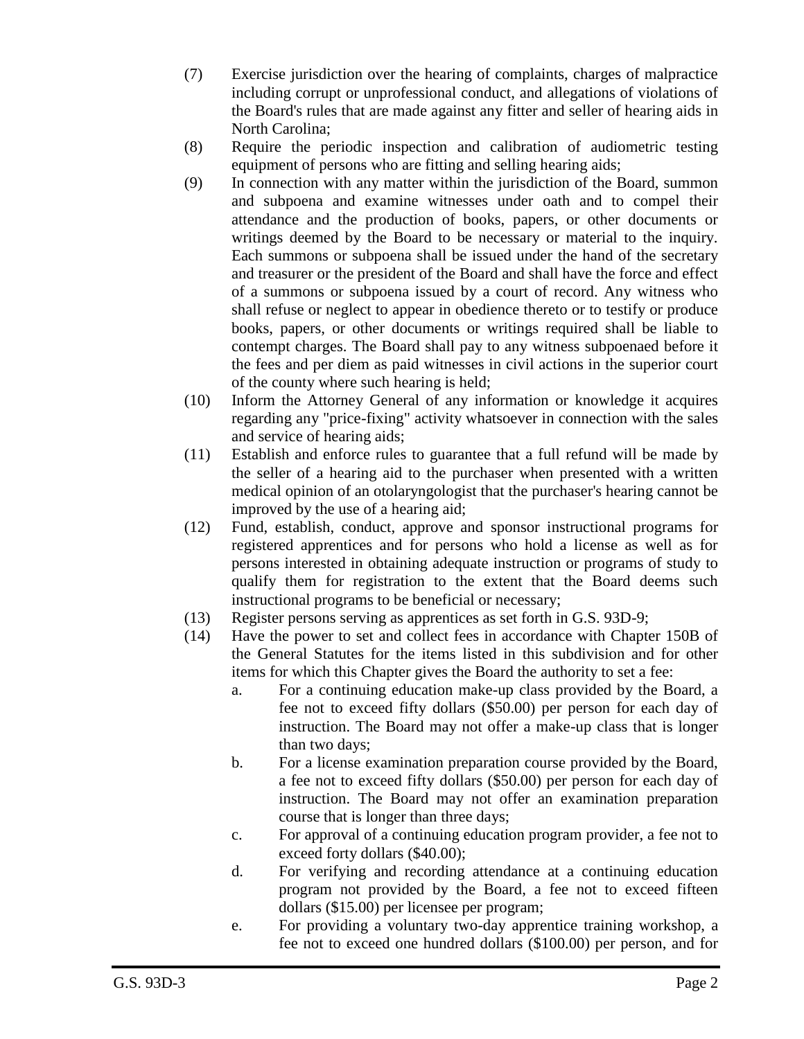(7) Exercise jurisdiction over the hearing of complaints, charges of malpractice including corrupt or unprofessional conduct, and allegations of violations of the Board's rules that are made against any fitter and seller of hearing aids in North Carolina;

(8) Require the periodic inspection and calibration of audiometric testing equipment of persons who are fitting and selling hearing aids;

(9) In connection with any matter within the jurisdiction of the Board, summon and subpoena and examine witnesses under oath and to compel their attendance and the production of books, papers, or other documents or writings deemed by the Board to be necessary or material to the inquiry. Each summons or subpoena shall be issued under the hand of the secretary and treasurer or the president of the Board and shall have the force and effect of a summons or subpoena issued by a court of record. Any witness who shall refuse or neglect to appear in obedience thereto or to testify or produce books, papers, or other documents or writings required shall be liable to contempt charges. The Board shall pay to any witness subpoenaed before it the fees and per diem as paid witnesses in civil actions in the superior court of the county where such hearing is held;

(10) Inform the Attorney General of any information or knowledge it acquires regarding any "price-fixing" activity whatsoever in connection with the sales and service of hearing aids;

(11) Establish and enforce rules to guarantee that a full refund will be made by the seller of a hearing aid to the purchaser when presented with a written medical opinion of an otolaryngologist that the purchaser's hearing cannot be improved by the use of a hearing aid;

(12) Fund, establish, conduct, approve and sponsor instructional programs for registered apprentices and for persons who hold a license as well as for persons interested in obtaining adequate instruction or programs of study to qualify them for registration to the extent that the Board deems such instructional programs to be beneficial or necessary;

(13) Register persons serving as apprentices as set forth in G.S. 93D-9;

(14) Have the power to set and collect fees in accordance with Chapter 150B of the General Statutes for the items listed in this subdivision and for other items for which this Chapter gives the Board the authority to set a fee:

   a. For a continuing education make-up class provided by the Board, a fee not to exceed fifty dollars ($50.00) per person for each day of instruction. The Board may not offer a make-up class that is longer than two days;

   b. For a license examination preparation course provided by the Board, a fee not to exceed fifty dollars ($50.00) per person for each day of instruction. The Board may not offer an examination preparation course that is longer than three days;

   c. For approval of a continuing education program provider, a fee not to exceed forty dollars ($40.00);

   d. For verifying and recording attendance at a continuing education program not provided by the Board, a fee not to exceed fifteen dollars ($15.00) per licensee per program;

   e. For providing a voluntary two-day apprentice training workshop, a fee not to exceed one hundred dollars ($100.00) per person, and for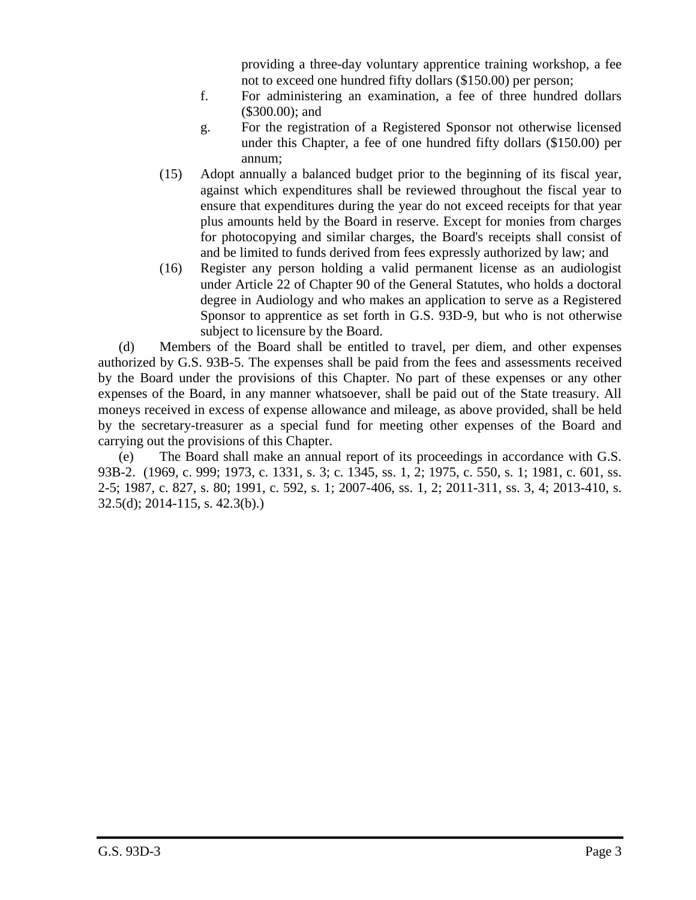providing a three-day voluntary apprentice training workshop, a fee not to exceed one hundred fifty dollars ($150.00) per person;

f. For administering an examination, a fee of three hundred dollars ($300.00); and

g. For the registration of a Registered Sponsor not otherwise licensed under this Chapter, a fee of one hundred fifty dollars ($150.00) per annum;

(15) Adopt annually a balanced budget prior to the beginning of its fiscal year, against which expenditures shall be reviewed throughout the fiscal year to ensure that expenditures during the year do not exceed receipts for that year plus amounts held by the Board in reserve. Except for monies from charges for photocopying and similar charges, the Board's receipts shall consist of and be limited to funds derived from fees expressly authorized by law; and

(16) Register any person holding a valid permanent license as an audiologist under Article 22 of Chapter 90 of the General Statutes, who holds a doctoral degree in Audiology and who makes an application to serve as a Registered Sponsor to apprentice as set forth in G.S. 93D-9, but who is not otherwise subject to licensure by the Board.

(d) Members of the Board shall be entitled to travel, per diem, and other expenses authorized by G.S. 93B-5. The expenses shall be paid from the fees and assessments received by the Board under the provisions of this Chapter. No part of these expenses or any other expenses of the Board, in any manner whatsoever, shall be paid out of the State treasury. All moneys received in excess of expense allowance and mileage, as above provided, shall be held by the secretary-treasurer as a special fund for meeting other expenses of the Board and carrying out the provisions of this Chapter.

(e) The Board shall make an annual report of its proceedings in accordance with G.S. 93B-2. (1969, c. 999; 1973, c. 1331, s. 3; c. 1345, ss. 1, 2; 1975, c. 550, s. 1; 1981, c. 601, ss. 2-5; 1987, c. 827, s. 80; 1991, c. 592, s. 1; 2007-406, ss. 1, 2; 2011-311, ss. 3, 4; 2013-410, s. 32.5(d); 2014-115, s. 42.3(b).)